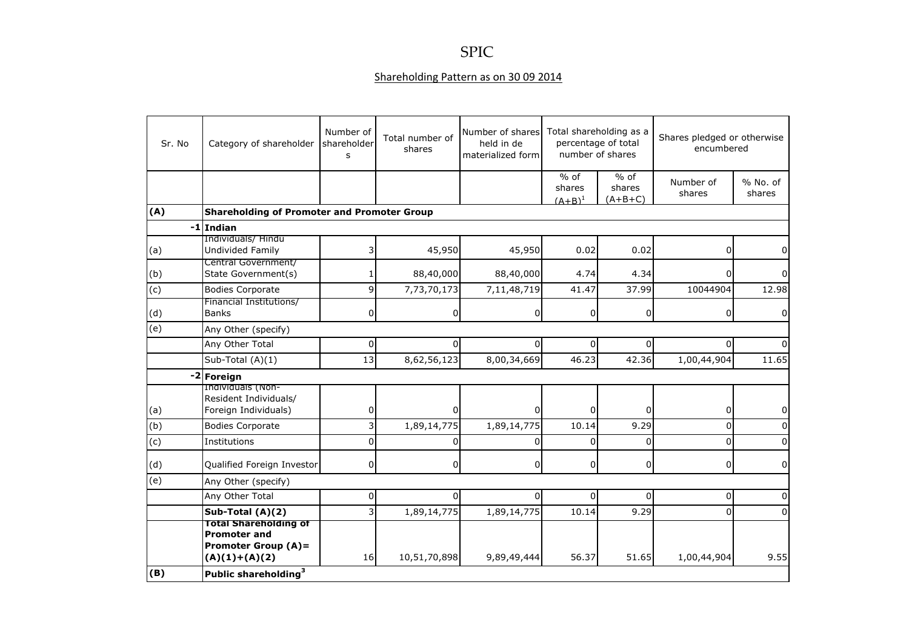# SPIC

## Shareholding Pattern as on 30 09 2014

| Sr. No | Category of shareholder | Number of shareholders | Total number of shares | Number of shares held in de materialized form | Total shareholding as a percentage of total number of shares | | Shares pledged or otherwise encumbered | |
|---|---|---|---|---|---|---|---|---|
| | | | | | % of shares (A+B)[1] | % of shares (A+B+C) | Number of shares | % No. of shares |
| **(A)** | **Shareholding of Promoter and Promoter Group** | | | | | | | |
| -1 | **Indian** | | | | | | | |
| (a) | Individuals/ Hindu Undivided Family | 3 | 45,950 | 45,950 | 0.02 | 0.02 | 0 | 0 |
| (b) | Central Government/ State Government(s) | 1 | 88,40,000 | 88,40,000 | 4.74 | 4.34 | 0 | 0 |
| (c) | Bodies Corporate | 9 | 7,73,70,173 | 7,11,48,719 | 41.47 | 37.99 | 10044904 | 12.98 |
| (d) | Financial Institutions/ Banks | 0 | 0 | 0 | 0 | 0 | 0 | 0 |
| (e) | Any Other (specify) | | | | | | | |
| | Any Other Total | 0 | 0 | 0 | 0 | 0 | 0 | 0 |
| | Sub-Total (A)(1) | 13 | 8,62,56,123 | 8,00,34,669 | 46.23 | 42.36 | 1,00,44,904 | 11.65 |
| -2 | **Foreign** | | | | | | | |
| (a) | Individuals (Non-Resident Individuals/ Foreign Individuals) | 0 | 0 | 0 | 0 | 0 | 0 | 0 |
| (b) | Bodies Corporate | 3 | 1,89,14,775 | 1,89,14,775 | 10.14 | 9.29 | 0 | 0 |
| (c) | Institutions | 0 | 0 | 0 | 0 | 0 | 0 | 0 |
| (d) | Qualified Foreign Investor | 0 | 0 | 0 | 0 | 0 | 0 | 0 |
| (e) | Any Other (specify) | | | | | | | |
| | Any Other Total | 0 | 0 | 0 | 0 | 0 | 0 | 0 |
| | **Sub-Total (A)(2)** | 3 | 1,89,14,775 | 1,89,14,775 | 10.14 | 9.29 | 0 | 0 |
| | **Total Shareholding of Promoter and Promoter Group (A)= (A)(1)+(A)(2)** | 16 | 10,51,70,898 | 9,89,49,444 | 56.37 | 51.65 | 1,00,44,904 | 9.55 |
| **(B)** | **Public shareholding[3]** | | | | | | | |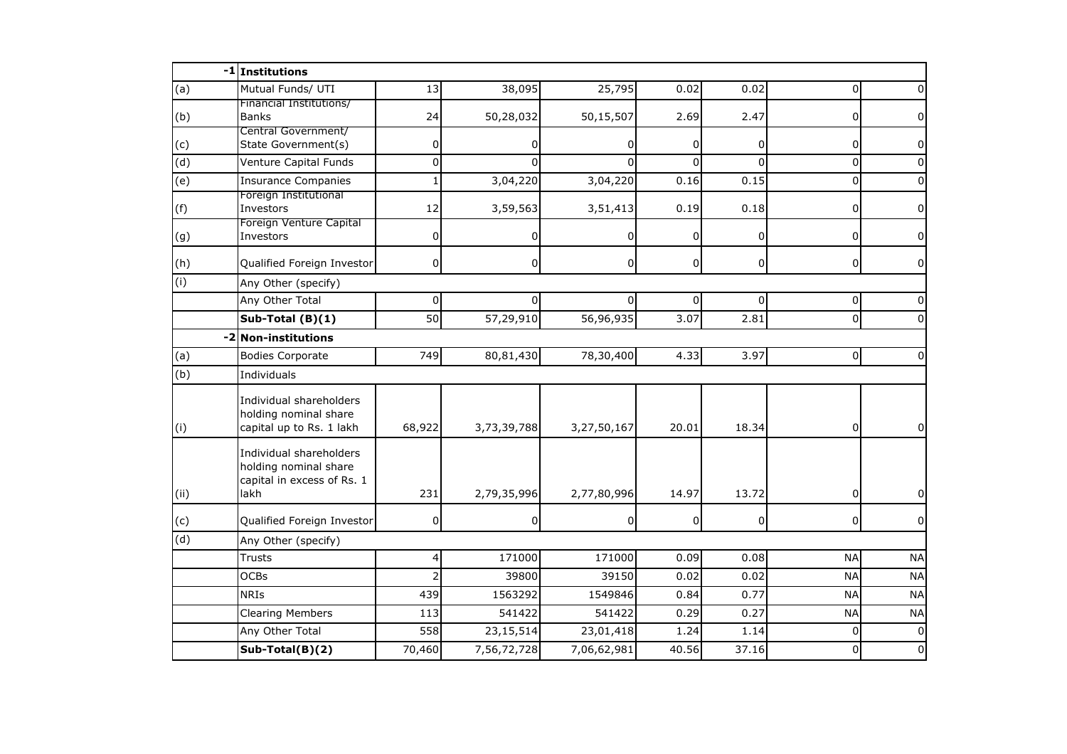| | | | | | | | | |
|---|---|---|---|---|---|---|---|---|
| -1 | **Institutions** | | | | | | | |
| (a) | Mutual Funds/ UTI | 13 | 38,095 | 25,795 | 0.02 | 0.02 | 0 | 0 |
| (b) | Financial Institutions/ Banks | 24 | 50,28,032 | 50,15,507 | 2.69 | 2.47 | 0 | 0 |
| (c) | Central Government/ State Government(s) | 0 | 0 | 0 | 0 | 0 | 0 | 0 |
| (d) | Venture Capital Funds | 0 | 0 | 0 | 0 | 0 | 0 | 0 |
| (e) | Insurance Companies | 1 | 3,04,220 | 3,04,220 | 0.16 | 0.15 | 0 | 0 |
| (f) | Foreign Institutional Investors | 12 | 3,59,563 | 3,51,413 | 0.19 | 0.18 | 0 | 0 |
| (g) | Foreign Venture Capital Investors | 0 | 0 | 0 | 0 | 0 | 0 | 0 |
| (h) | Qualified Foreign Investor | 0 | 0 | 0 | 0 | 0 | 0 | 0 |
| (i) | Any Other (specify) | | | | | | | |
| | Any Other Total | 0 | 0 | 0 | 0 | 0 | 0 | 0 |
| | **Sub-Total (B)(1)** | 50 | 57,29,910 | 56,96,935 | 3.07 | 2.81 | 0 | 0 |
| -2 | **Non-institutions** | | | | | | | |
| (a) | Bodies Corporate | 749 | 80,81,430 | 78,30,400 | 4.33 | 3.97 | 0 | 0 |
| (b) | Individuals | | | | | | | |
| (i) | Individual shareholders holding nominal share capital up to Rs. 1 lakh | 68,922 | 3,73,39,788 | 3,27,50,167 | 20.01 | 18.34 | 0 | 0 |
| (ii) | Individual shareholders holding nominal share capital in excess of Rs. 1 lakh | 231 | 2,79,35,996 | 2,77,80,996 | 14.97 | 13.72 | 0 | 0 |
| (c) | Qualified Foreign Investor | 0 | 0 | 0 | 0 | 0 | 0 | 0 |
| (d) | Any Other (specify) | | | | | | | |
| | Trusts | 4 | 171000 | 171000 | 0.09 | 0.08 | NA | NA |
| | OCBs | 2 | 39800 | 39150 | 0.02 | 0.02 | NA | NA |
| | NRIs | 439 | 1563292 | 1549846 | 0.84 | 0.77 | NA | NA |
| | Clearing Members | 113 | 541422 | 541422 | 0.29 | 0.27 | NA | NA |
| | Any Other Total | 558 | 23,15,514 | 23,01,418 | 1.24 | 1.14 | 0 | 0 |
| | **Sub-Total(B)(2)** | 70,460 | 7,56,72,728 | 7,06,62,981 | 40.56 | 37.16 | 0 | 0 |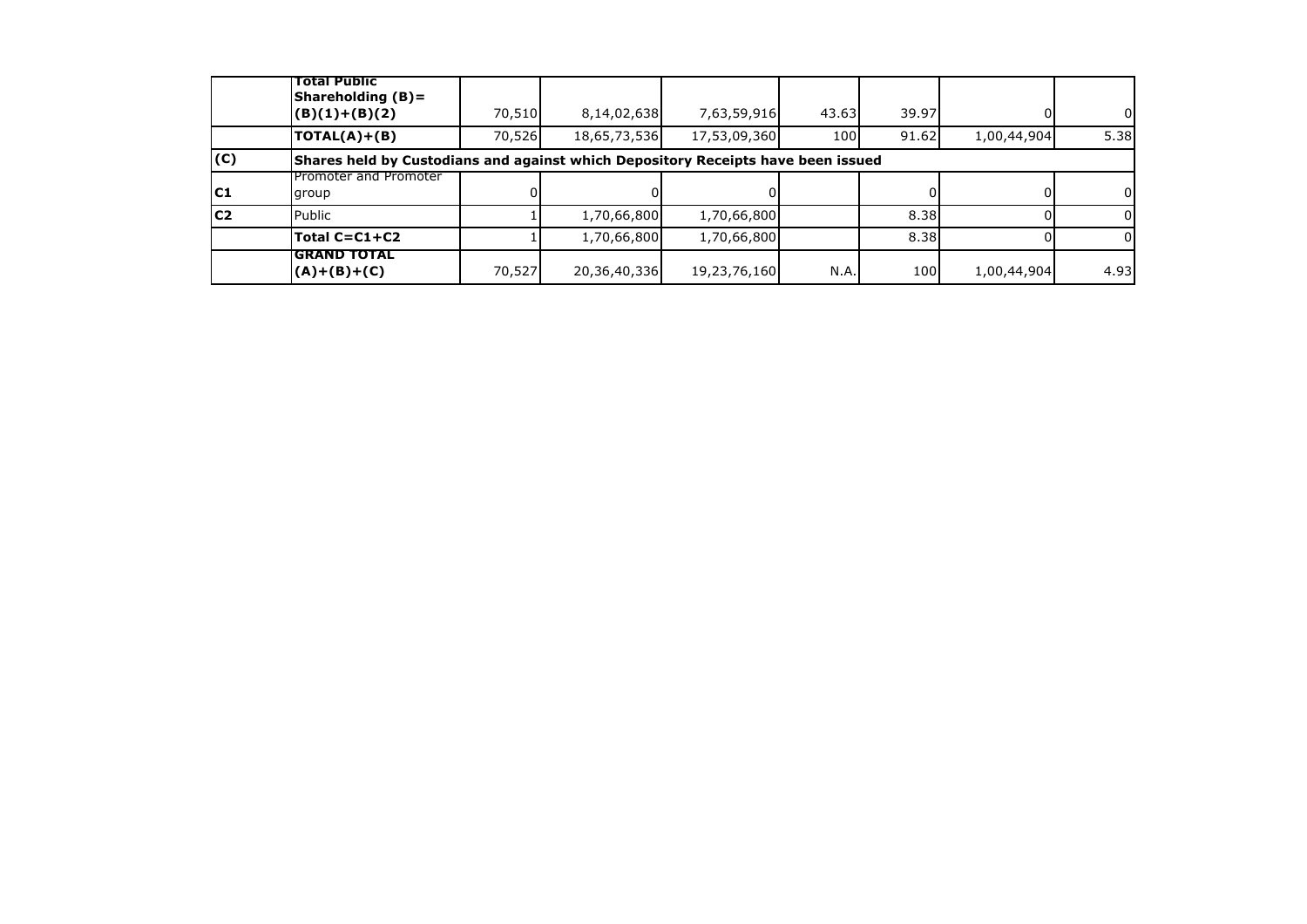| | | | | | | | | |
|---|---|---|---|---|---|---|---|---|
| | **Total Public Shareholding (B)= (B)(1)+(B)(2)** | 70,510 | 8,14,02,638 | 7,63,59,916 | 43.63 | 39.97 | 0 | 0 |
| | **TOTAL(A)+(B)** | 70,526 | 18,65,73,536 | 17,53,09,360 | 100 | 91.62 | 1,00,44,904 | 5.38 |
| **(C)** | **Shares held by Custodians and against which Depository Receipts have been issued** | | | | | | | |
| **C1** | Promoter and Promoter group | 0 | 0 | 0 | | 0 | 0 | 0 |
| **C2** | Public | 1 | 1,70,66,800 | 1,70,66,800 | | 8.38 | 0 | 0 |
| | **Total C=C1+C2** | 1 | 1,70,66,800 | 1,70,66,800 | | 8.38 | 0 | 0 |
| | **GRAND TOTAL (A)+(B)+(C)** | 70,527 | 20,36,40,336 | 19,23,76,160 | N.A. | 100 | 1,00,44,904 | 4.93 |